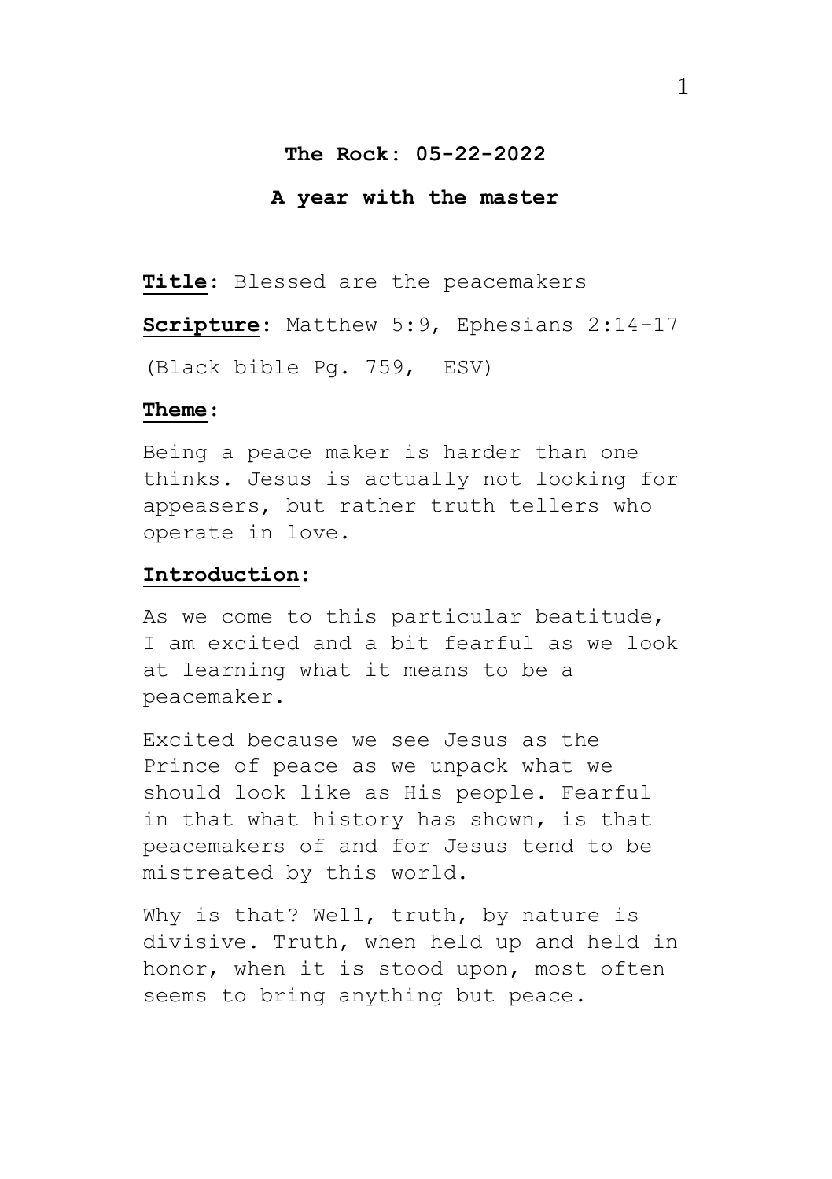**The Rock: 05-22-2022**

**A year with the master**

**Title**: Blessed are the peacemakers

**Scripture**: Matthew 5:9, Ephesians 2:14-17

(Black bible Pg. 759, ESV)

**Theme**:

Being a peace maker is harder than one thinks. Jesus is actually not looking for appeasers, but rather truth tellers who operate in love.

**Introduction**:

As we come to this particular beatitude, I am excited and a bit fearful as we look at learning what it means to be a peacemaker.

Excited because we see Jesus as the Prince of peace as we unpack what we should look like as His people. Fearful in that what history has shown, is that peacemakers of and for Jesus tend to be mistreated by this world.

Why is that? Well, truth, by nature is divisive. Truth, when held up and held in honor, when it is stood upon, most often seems to bring anything but peace.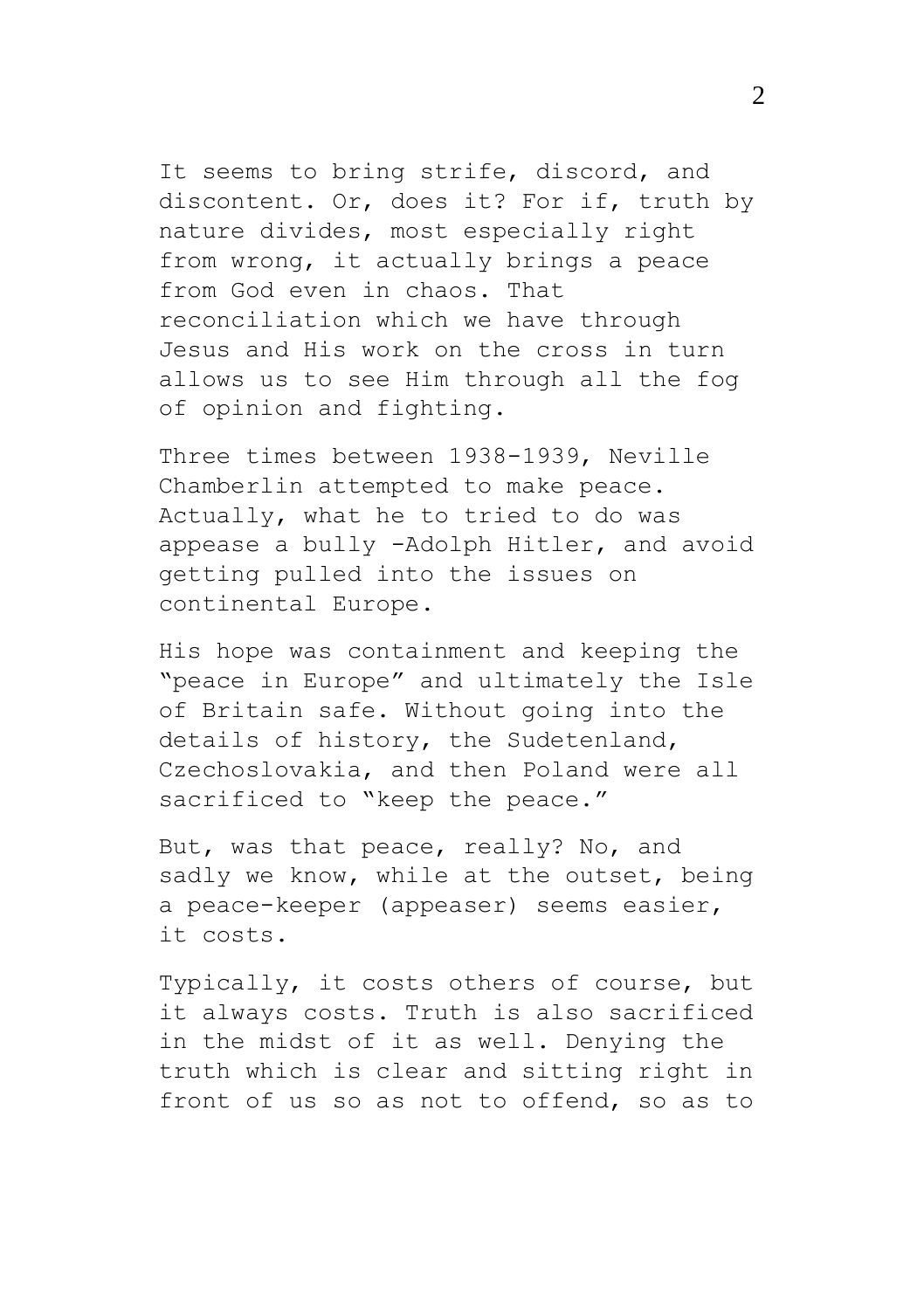It seems to bring strife, discord, and discontent. Or, does it? For if, truth by nature divides, most especially right from wrong, it actually brings a peace from God even in chaos. That reconciliation which we have through Jesus and His work on the cross in turn allows us to see Him through all the fog of opinion and fighting.

Three times between 1938-1939, Neville Chamberlin attempted to make peace. Actually, what he to tried to do was appease a bully -Adolph Hitler, and avoid getting pulled into the issues on continental Europe.

His hope was containment and keeping the "peace in Europe" and ultimately the Isle of Britain safe. Without going into the details of history, the Sudetenland, Czechoslovakia, and then Poland were all sacrificed to "keep the peace."

But, was that peace, really? No, and sadly we know, while at the outset, being a peace-keeper (appeaser) seems easier, it costs.

Typically, it costs others of course, but it always costs. Truth is also sacrificed in the midst of it as well. Denying the truth which is clear and sitting right in front of us so as not to offend, so as to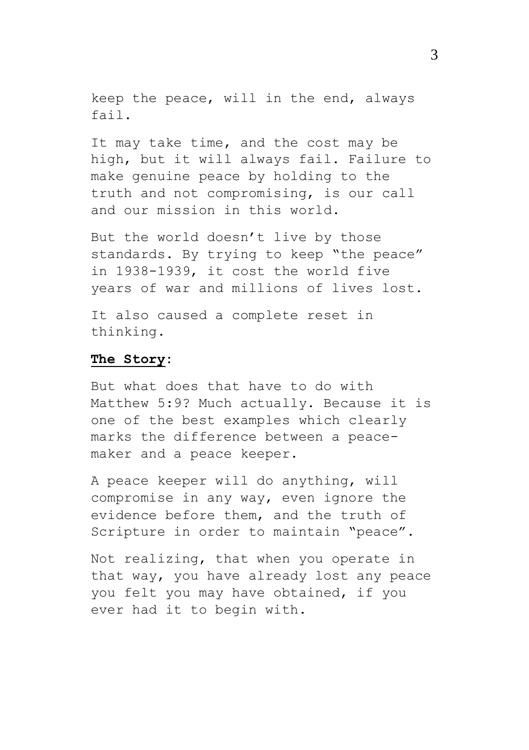keep the peace, will in the end, always fail.

It may take time, and the cost may be high, but it will always fail. Failure to make genuine peace by holding to the truth and not compromising, is our call and our mission in this world.

But the world doesn't live by those standards. By trying to keep "the peace" in 1938-1939, it cost the world five years of war and millions of lives lost.

It also caused a complete reset in thinking.

**<u>The Story</u>:**

But what does that have to do with Matthew 5:9? Much actually. Because it is one of the best examples which clearly marks the difference between a peace-maker and a peace keeper.

A peace keeper will do anything, will compromise in any way, even ignore the evidence before them, and the truth of Scripture in order to maintain "peace".

Not realizing, that when you operate in that way, you have already lost any peace you felt you may have obtained, if you ever had it to begin with.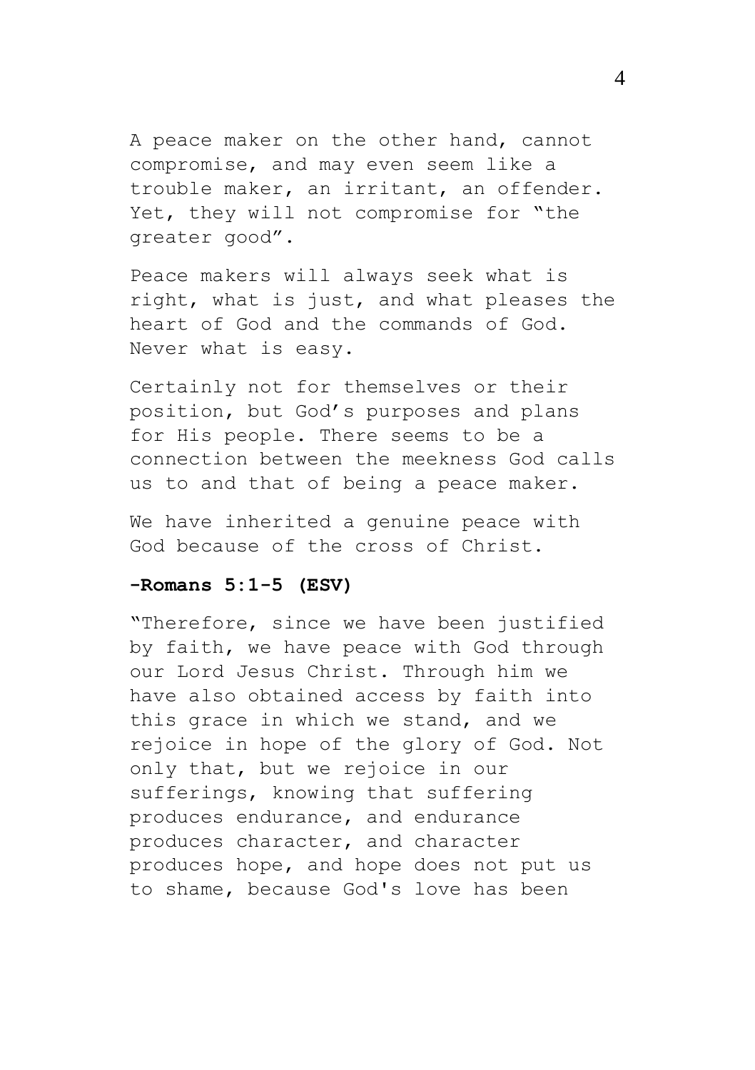A peace maker on the other hand, cannot compromise, and may even seem like a trouble maker, an irritant, an offender. Yet, they will not compromise for "the greater good".

Peace makers will always seek what is right, what is just, and what pleases the heart of God and the commands of God. Never what is easy.

Certainly not for themselves or their position, but God's purposes and plans for His people. There seems to be a connection between the meekness God calls us to and that of being a peace maker.

We have inherited a genuine peace with God because of the cross of Christ.

**-Romans 5:1-5 (ESV)**

"Therefore, since we have been justified by faith, we have peace with God through our Lord Jesus Christ. Through him we have also obtained access by faith into this grace in which we stand, and we rejoice in hope of the glory of God. Not only that, but we rejoice in our sufferings, knowing that suffering produces endurance, and endurance produces character, and character produces hope, and hope does not put us to shame, because God's love has been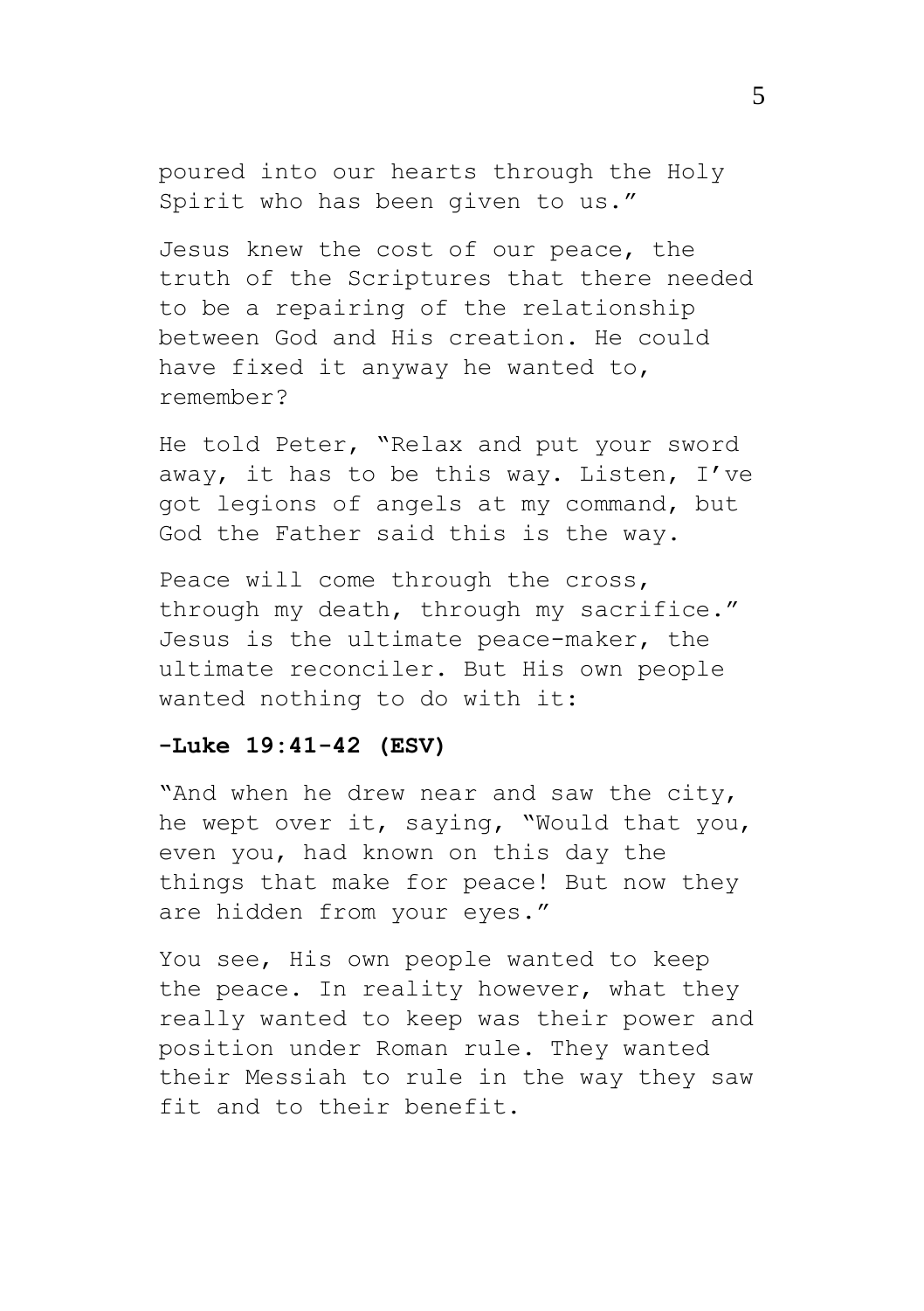poured into our hearts through the Holy Spirit who has been given to us."

Jesus knew the cost of our peace, the truth of the Scriptures that there needed to be a repairing of the relationship between God and His creation. He could have fixed it anyway he wanted to, remember?

He told Peter, "Relax and put your sword away, it has to be this way. Listen, I've got legions of angels at my command, but God the Father said this is the way.

Peace will come through the cross, through my death, through my sacrifice." Jesus is the ultimate peace-maker, the ultimate reconciler. But His own people wanted nothing to do with it:

**-Luke 19:41-42 (ESV)**

"And when he drew near and saw the city, he wept over it, saying, "Would that you, even you, had known on this day the things that make for peace! But now they are hidden from your eyes."

You see, His own people wanted to keep the peace. In reality however, what they really wanted to keep was their power and position under Roman rule. They wanted their Messiah to rule in the way they saw fit and to their benefit.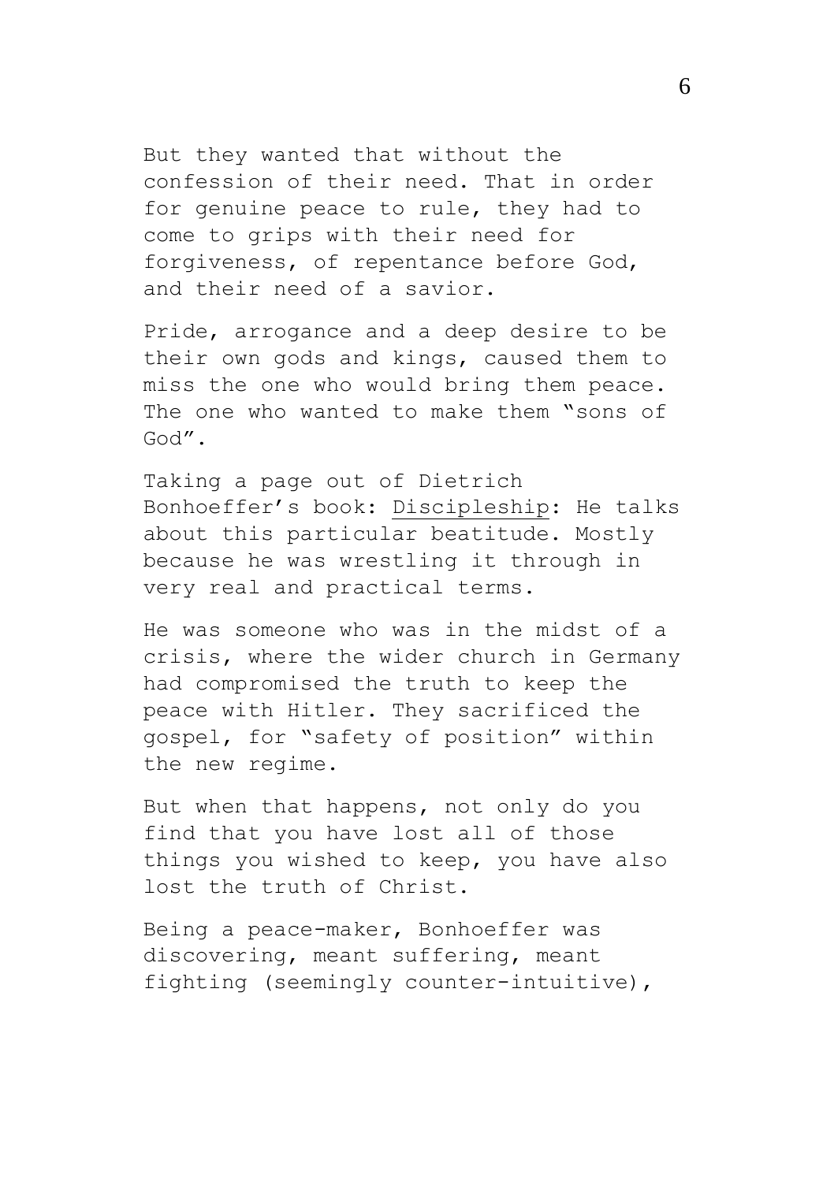But they wanted that without the confession of their need. That in order for genuine peace to rule, they had to come to grips with their need for forgiveness, of repentance before God, and their need of a savior.

Pride, arrogance and a deep desire to be their own gods and kings, caused them to miss the one who would bring them peace. The one who wanted to make them "sons of God".

Taking a page out of Dietrich Bonhoeffer's book: Discipleship: He talks about this particular beatitude. Mostly because he was wrestling it through in very real and practical terms.

He was someone who was in the midst of a crisis, where the wider church in Germany had compromised the truth to keep the peace with Hitler. They sacrificed the gospel, for "safety of position" within the new regime.

But when that happens, not only do you find that you have lost all of those things you wished to keep, you have also lost the truth of Christ.

Being a peace-maker, Bonhoeffer was discovering, meant suffering, meant fighting (seemingly counter-intuitive),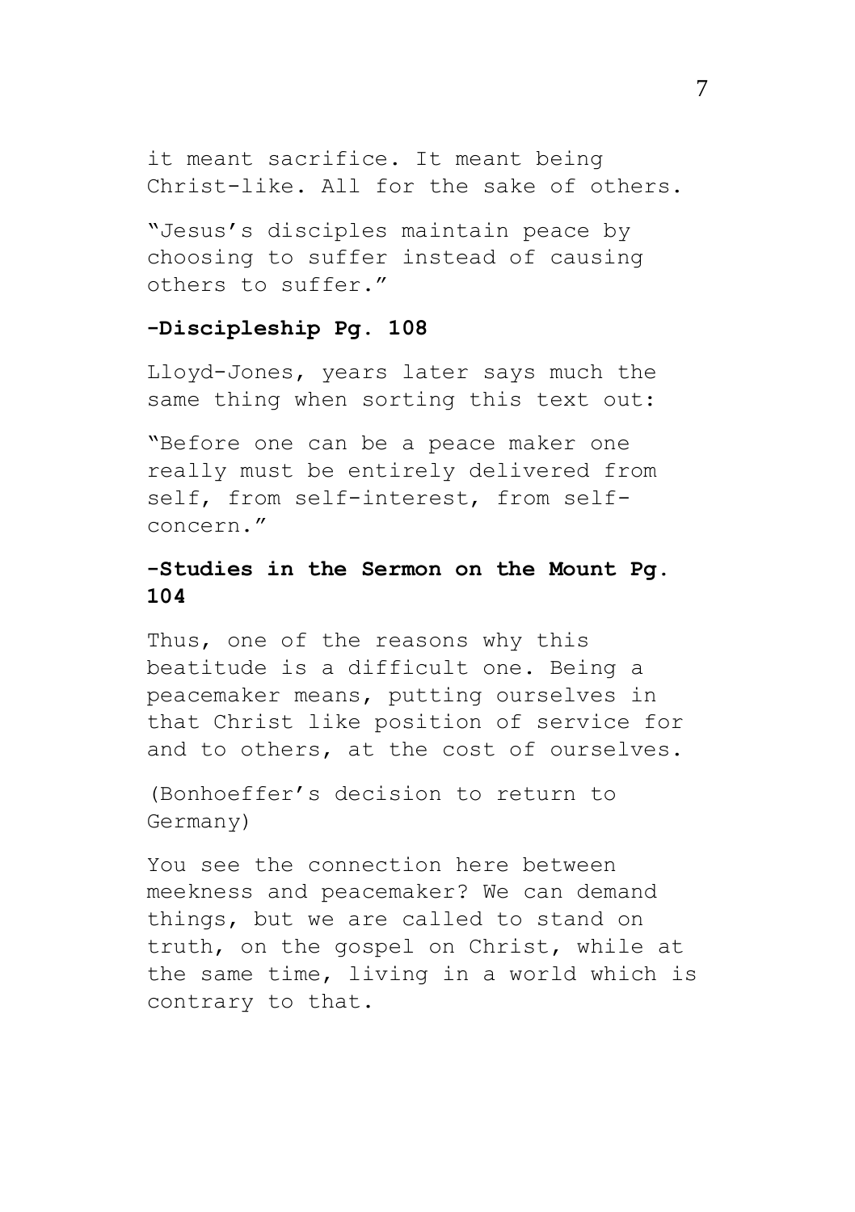it meant sacrifice. It meant being Christ-like. All for the sake of others.

"Jesus's disciples maintain peace by choosing to suffer instead of causing others to suffer."

**-Discipleship Pg. 108**

Lloyd-Jones, years later says much the same thing when sorting this text out:

"Before one can be a peace maker one really must be entirely delivered from self, from self-interest, from self-concern."

**-Studies in the Sermon on the Mount Pg. 104**

Thus, one of the reasons why this beatitude is a difficult one. Being a peacemaker means, putting ourselves in that Christ like position of service for and to others, at the cost of ourselves.

(Bonhoeffer's decision to return to Germany)

You see the connection here between meekness and peacemaker? We can demand things, but we are called to stand on truth, on the gospel on Christ, while at the same time, living in a world which is contrary to that.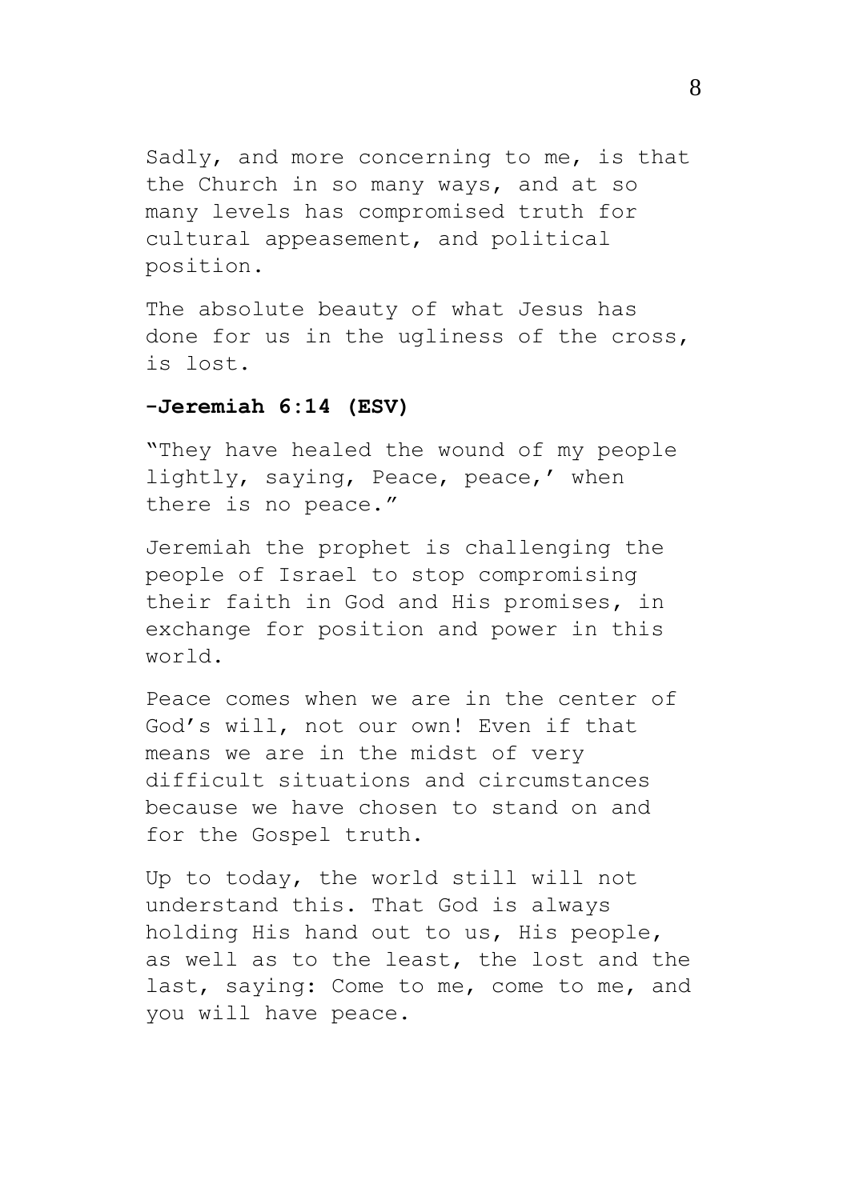Sadly, and more concerning to me, is that the Church in so many ways, and at so many levels has compromised truth for cultural appeasement, and political position.

The absolute beauty of what Jesus has done for us in the ugliness of the cross, is lost.

**-Jeremiah 6:14 (ESV)**

"They have healed the wound of my people lightly, saying, Peace, peace,' when there is no peace."

Jeremiah the prophet is challenging the people of Israel to stop compromising their faith in God and His promises, in exchange for position and power in this world.

Peace comes when we are in the center of God's will, not our own! Even if that means we are in the midst of very difficult situations and circumstances because we have chosen to stand on and for the Gospel truth.

Up to today, the world still will not understand this. That God is always holding His hand out to us, His people, as well as to the least, the lost and the last, saying: Come to me, come to me, and you will have peace.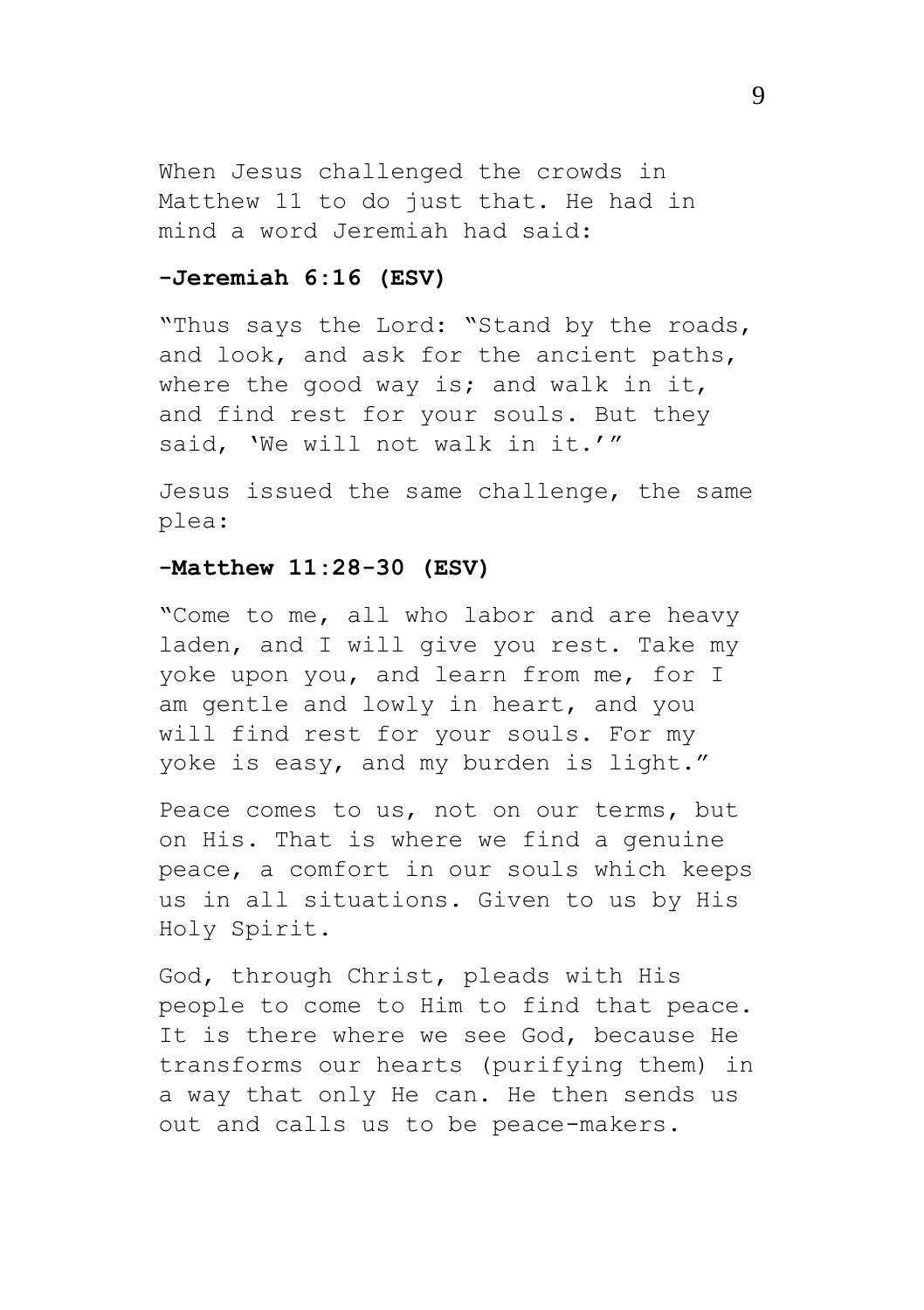When Jesus challenged the crowds in Matthew 11 to do just that. He had in mind a word Jeremiah had said:

**-Jeremiah 6:16 (ESV)**

"Thus says the Lord: "Stand by the roads, and look, and ask for the ancient paths, where the good way is; and walk in it, and find rest for your souls. But they said, 'We will not walk in it.'"

Jesus issued the same challenge, the same plea:

**-Matthew 11:28-30 (ESV)**

"Come to me, all who labor and are heavy laden, and I will give you rest. Take my yoke upon you, and learn from me, for I am gentle and lowly in heart, and you will find rest for your souls. For my yoke is easy, and my burden is light."

Peace comes to us, not on our terms, but on His. That is where we find a genuine peace, a comfort in our souls which keeps us in all situations. Given to us by His Holy Spirit.

God, through Christ, pleads with His people to come to Him to find that peace. It is there where we see God, because He transforms our hearts (purifying them) in a way that only He can. He then sends us out and calls us to be peace-makers.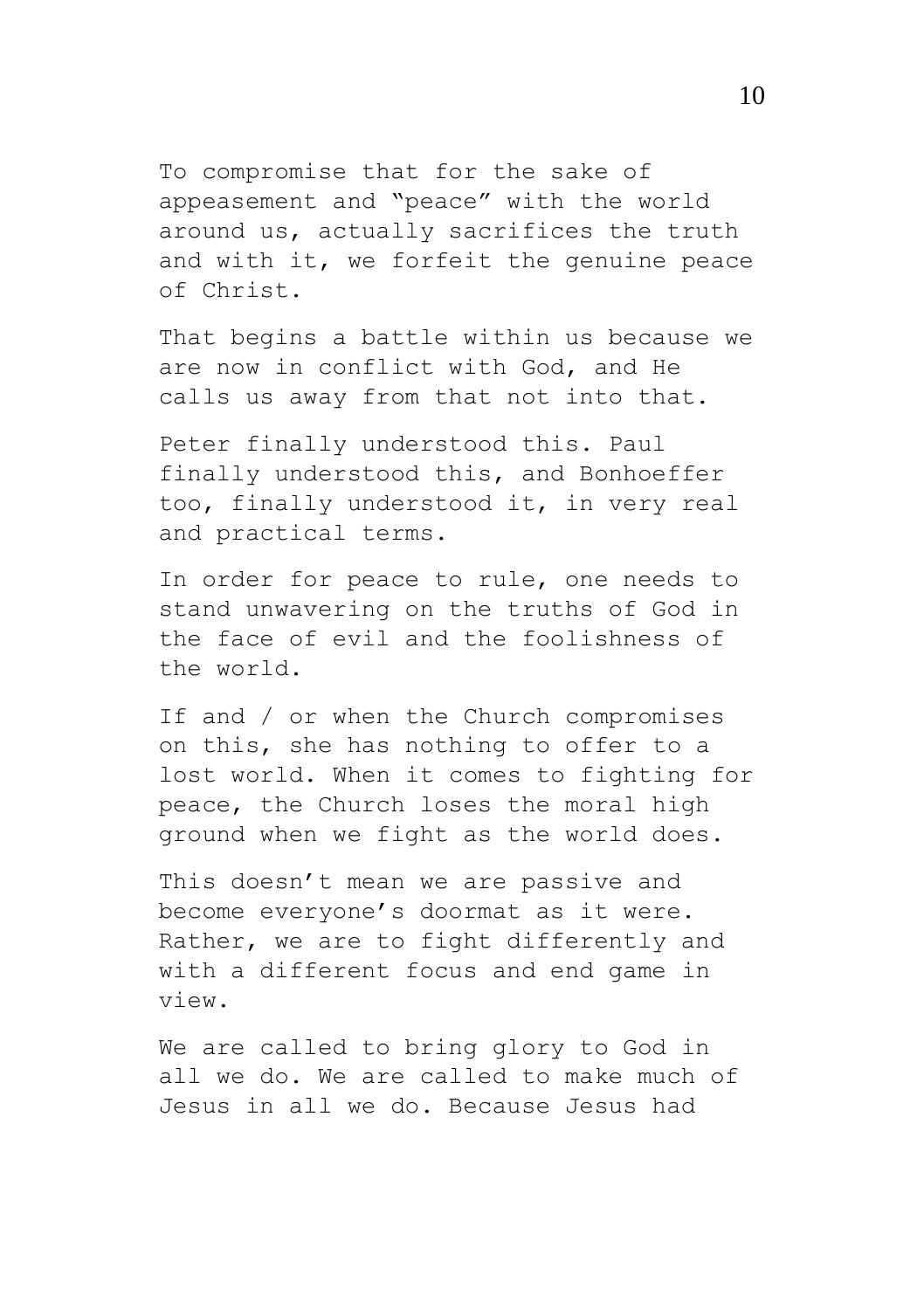To compromise that for the sake of appeasement and "peace" with the world around us, actually sacrifices the truth and with it, we forfeit the genuine peace of Christ.

That begins a battle within us because we are now in conflict with God, and He calls us away from that not into that.

Peter finally understood this. Paul finally understood this, and Bonhoeffer too, finally understood it, in very real and practical terms.

In order for peace to rule, one needs to stand unwavering on the truths of God in the face of evil and the foolishness of the world.

If and / or when the Church compromises on this, she has nothing to offer to a lost world. When it comes to fighting for peace, the Church loses the moral high ground when we fight as the world does.

This doesn't mean we are passive and become everyone's doormat as it were. Rather, we are to fight differently and with a different focus and end game in view.

We are called to bring glory to God in all we do. We are called to make much of Jesus in all we do. Because Jesus had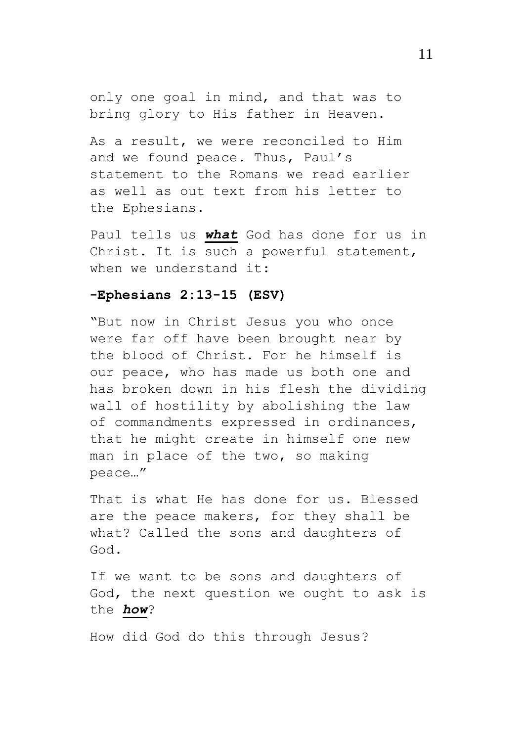only one goal in mind, and that was to bring glory to His father in Heaven.

As a result, we were reconciled to Him and we found peace. Thus, Paul's statement to the Romans we read earlier as well as out text from his letter to the Ephesians.

Paul tells us ***what*** God has done for us in Christ. It is such a powerful statement, when we understand it:

**-Ephesians 2:13-15 (ESV)**

"But now in Christ Jesus you who once were far off have been brought near by the blood of Christ. For he himself is our peace, who has made us both one and has broken down in his flesh the dividing wall of hostility by abolishing the law of commandments expressed in ordinances, that he might create in himself one new man in place of the two, so making peace…"

That is what He has done for us. Blessed are the peace makers, for they shall be what? Called the sons and daughters of God.

If we want to be sons and daughters of God, the next question we ought to ask is the ***how***?

How did God do this through Jesus?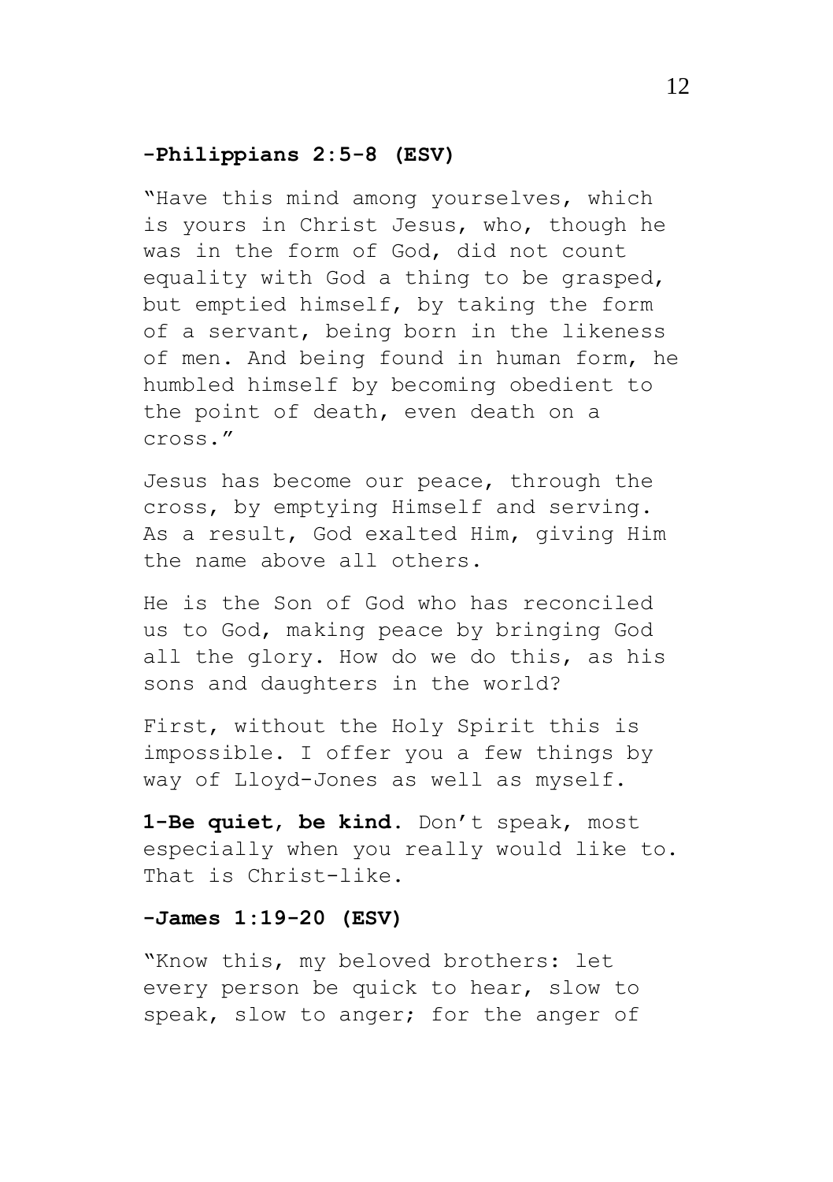**-Philippians 2:5-8 (ESV)**

"Have this mind among yourselves, which is yours in Christ Jesus, who, though he was in the form of God, did not count equality with God a thing to be grasped, but emptied himself, by taking the form of a servant, being born in the likeness of men. And being found in human form, he humbled himself by becoming obedient to the point of death, even death on a cross."

Jesus has become our peace, through the cross, by emptying Himself and serving. As a result, God exalted Him, giving Him the name above all others.

He is the Son of God who has reconciled us to God, making peace by bringing God all the glory. How do we do this, as his sons and daughters in the world?

First, without the Holy Spirit this is impossible. I offer you a few things by way of Lloyd-Jones as well as myself.

**1-Be quiet, be kind.** Don't speak, most especially when you really would like to. That is Christ-like.

**-James 1:19-20 (ESV)**

"Know this, my beloved brothers: let every person be quick to hear, slow to speak, slow to anger; for the anger of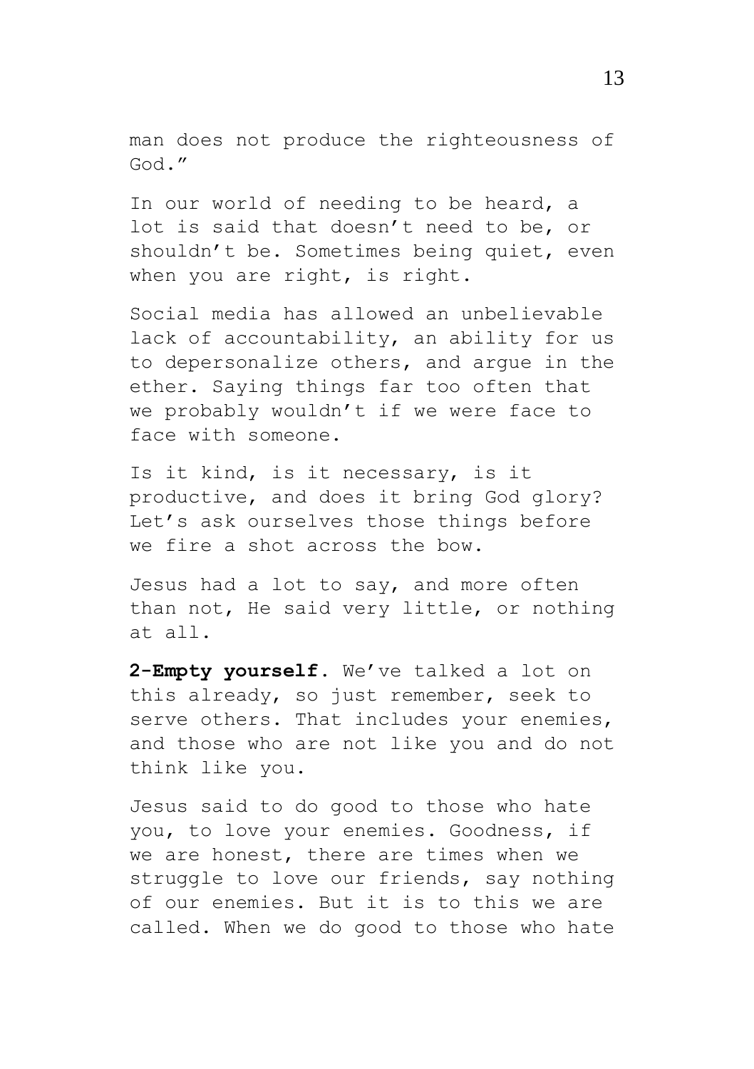man does not produce the righteousness of God."

In our world of needing to be heard, a lot is said that doesn't need to be, or shouldn't be. Sometimes being quiet, even when you are right, is right.

Social media has allowed an unbelievable lack of accountability, an ability for us to depersonalize others, and argue in the ether. Saying things far too often that we probably wouldn't if we were face to face with someone.

Is it kind, is it necessary, is it productive, and does it bring God glory? Let's ask ourselves those things before we fire a shot across the bow.

Jesus had a lot to say, and more often than not, He said very little, or nothing at all.

**2-Empty yourself.** We've talked a lot on this already, so just remember, seek to serve others. That includes your enemies, and those who are not like you and do not think like you.

Jesus said to do good to those who hate you, to love your enemies. Goodness, if we are honest, there are times when we struggle to love our friends, say nothing of our enemies. But it is to this we are called. When we do good to those who hate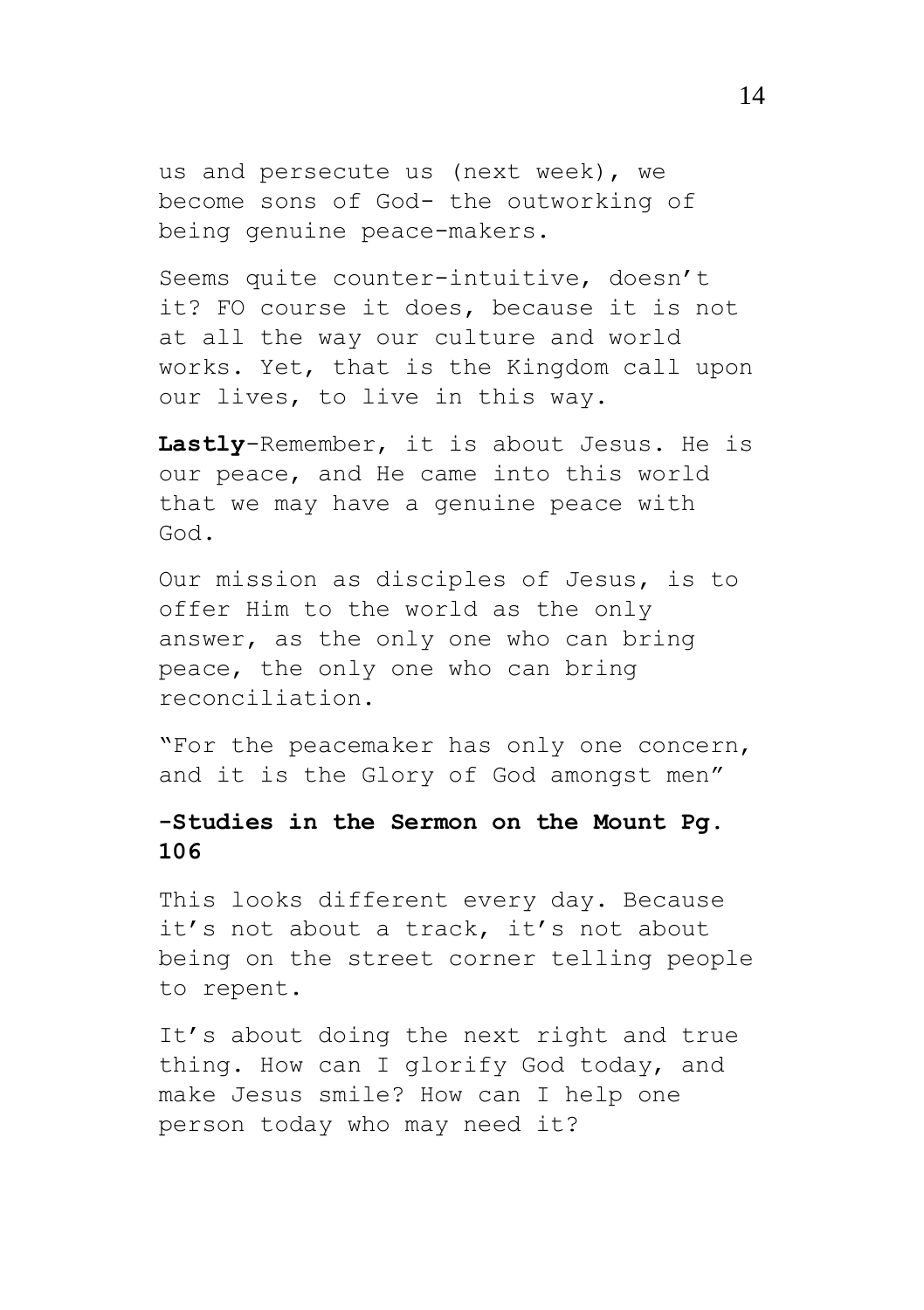us and persecute us (next week), we become sons of God- the outworking of being genuine peace-makers.

Seems quite counter-intuitive, doesn't it? FO course it does, because it is not at all the way our culture and world works. Yet, that is the Kingdom call upon our lives, to live in this way.

**Lastly**-Remember, it is about Jesus. He is our peace, and He came into this world that we may have a genuine peace with God.

Our mission as disciples of Jesus, is to offer Him to the world as the only answer, as the only one who can bring peace, the only one who can bring reconciliation.

"For the peacemaker has only one concern, and it is the Glory of God amongst men"

**-Studies in the Sermon on the Mount Pg. 106**

This looks different every day. Because it's not about a track, it's not about being on the street corner telling people to repent.

It's about doing the next right and true thing. How can I glorify God today, and make Jesus smile? How can I help one person today who may need it?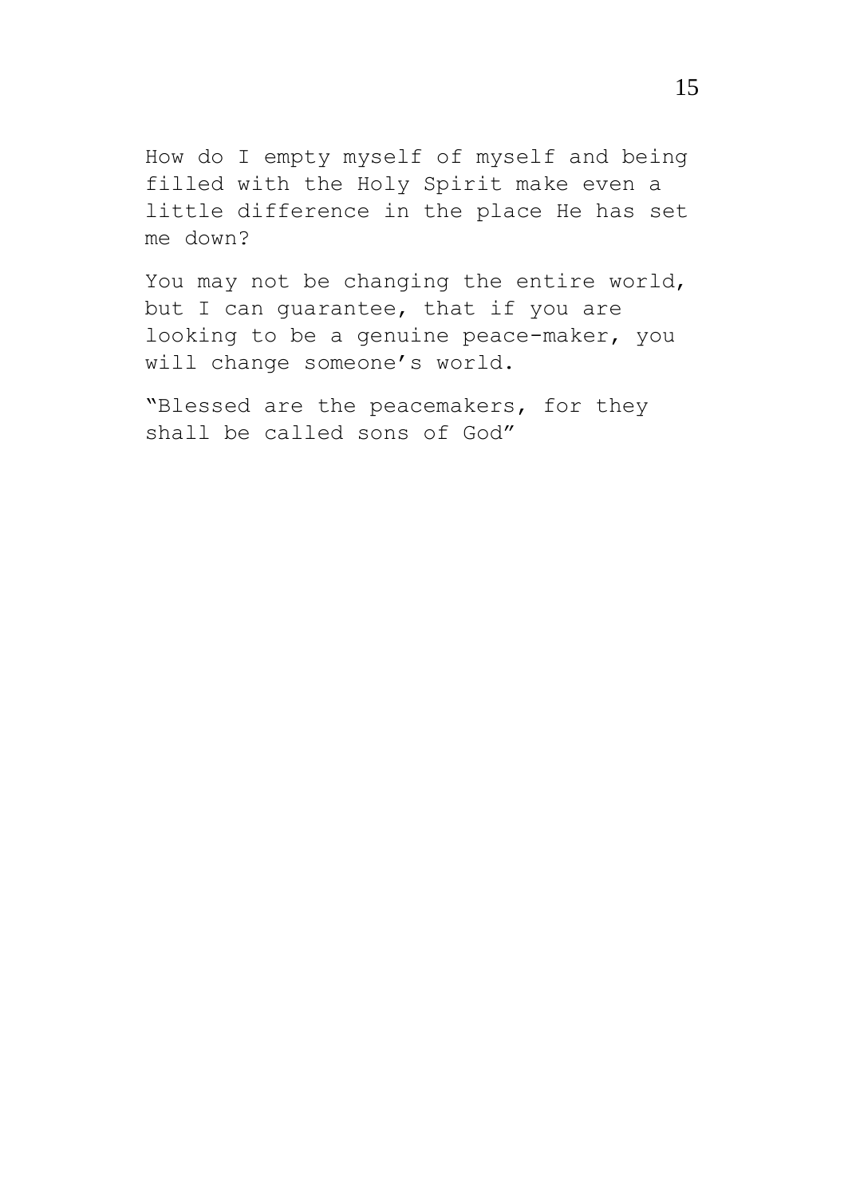How do I empty myself of myself and being filled with the Holy Spirit make even a little difference in the place He has set me down?

You may not be changing the entire world, but I can guarantee, that if you are looking to be a genuine peace-maker, you will change someone's world.

"Blessed are the peacemakers, for they shall be called sons of God"